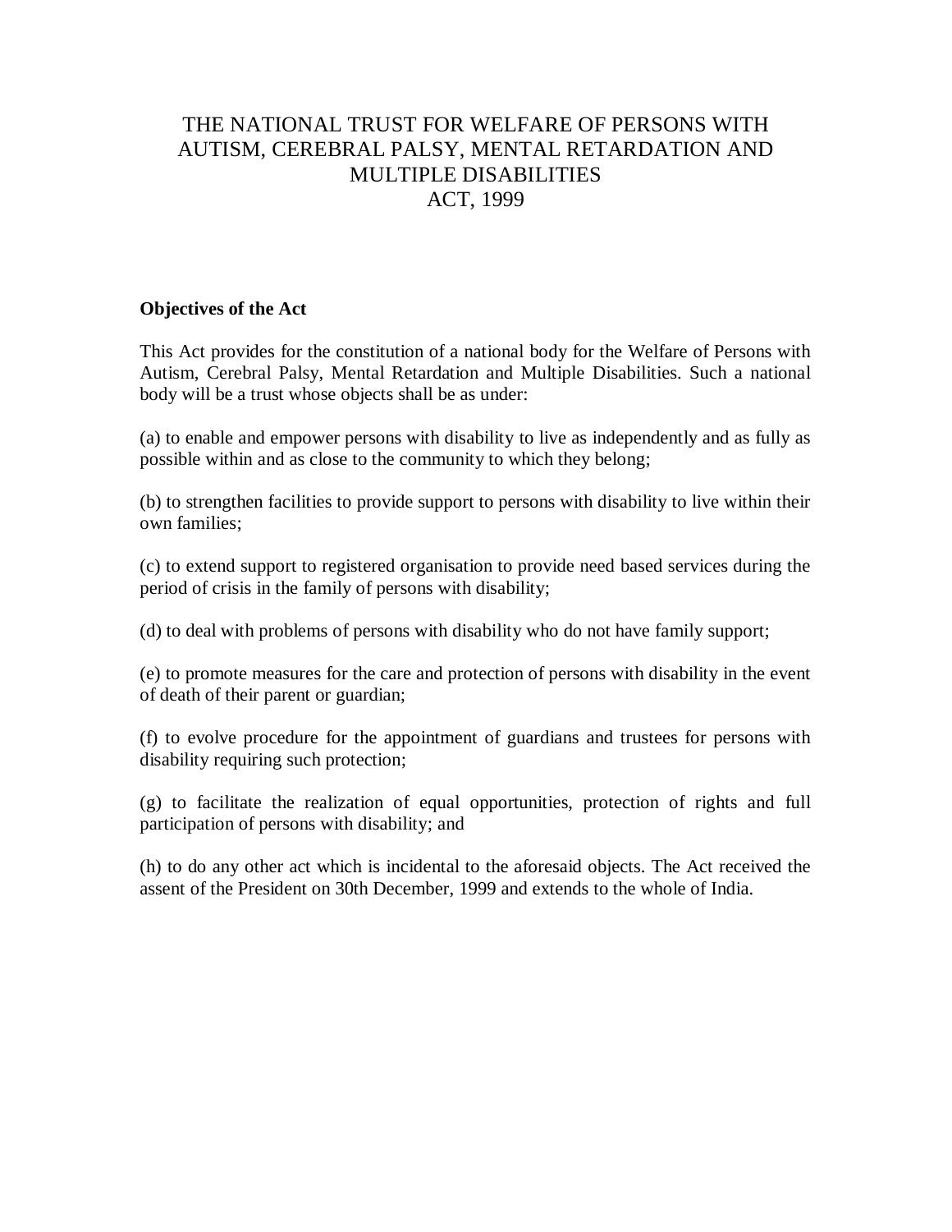# THE NATIONAL TRUST FOR WELFARE OF PERSONS WITH AUTISM, CEREBRAL PALSY, MENTAL RETARDATION AND MULTIPLE DISABILITIES ACT, 1999

**Objectives of the Act**

This Act provides for the constitution of a national body for the Welfare of Persons with Autism, Cerebral Palsy, Mental Retardation and Multiple Disabilities. Such a national body will be a trust whose objects shall be as under:

(a) to enable and empower persons with disability to live as independently and as fully as possible within and as close to the community to which they belong;

(b) to strengthen facilities to provide support to persons with disability to live within their own families;

(c) to extend support to registered organisation to provide need based services during the period of crisis in the family of persons with disability;

(d) to deal with problems of persons with disability who do not have family support;

(e) to promote measures for the care and protection of persons with disability in the event of death of their parent or guardian;

(f) to evolve procedure for the appointment of guardians and trustees for persons with disability requiring such protection;

(g) to facilitate the realization of equal opportunities, protection of rights and full participation of persons with disability; and

(h) to do any other act which is incidental to the aforesaid objects. The Act received the assent of the President on 30th December, 1999 and extends to the whole of India.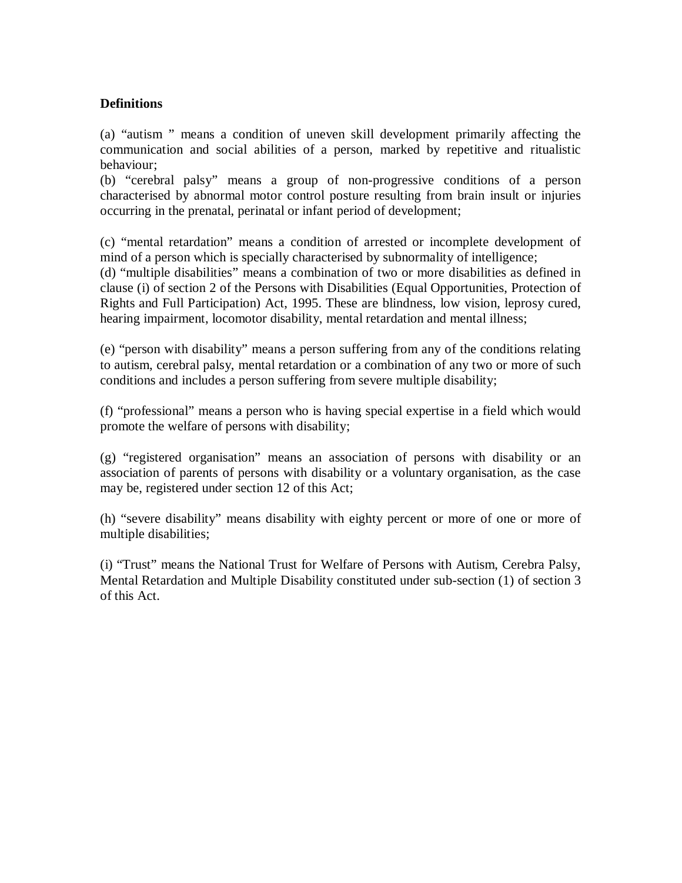**Definitions**

(a) "autism " means a condition of uneven skill development primarily affecting the communication and social abilities of a person, marked by repetitive and ritualistic behaviour;

(b) "cerebral palsy" means a group of non-progressive conditions of a person characterised by abnormal motor control posture resulting from brain insult or injuries occurring in the prenatal, perinatal or infant period of development;

(c) "mental retardation" means a condition of arrested or incomplete development of mind of a person which is specially characterised by subnormality of intelligence;

(d) "multiple disabilities" means a combination of two or more disabilities as defined in clause (i) of section 2 of the Persons with Disabilities (Equal Opportunities, Protection of Rights and Full Participation) Act, 1995. These are blindness, low vision, leprosy cured, hearing impairment, locomotor disability, mental retardation and mental illness;

(e) "person with disability" means a person suffering from any of the conditions relating to autism, cerebral palsy, mental retardation or a combination of any two or more of such conditions and includes a person suffering from severe multiple disability;

(f) "professional" means a person who is having special expertise in a field which would promote the welfare of persons with disability;

(g) "registered organisation" means an association of persons with disability or an association of parents of persons with disability or a voluntary organisation, as the case may be, registered under section 12 of this Act;

(h) "severe disability" means disability with eighty percent or more of one or more of multiple disabilities;

(i) "Trust" means the National Trust for Welfare of Persons with Autism, Cerebra Palsy, Mental Retardation and Multiple Disability constituted under sub-section (1) of section 3 of this Act.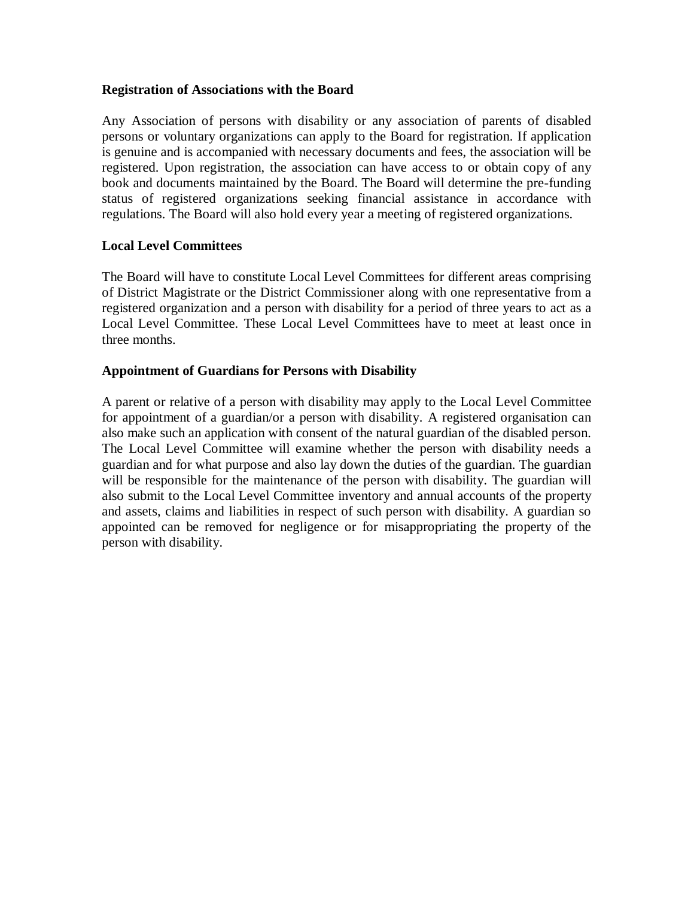**Registration of Associations with the Board**

Any Association of persons with disability or any association of parents of disabled persons or voluntary organizations can apply to the Board for registration. If application is genuine and is accompanied with necessary documents and fees, the association will be registered. Upon registration, the association can have access to or obtain copy of any book and documents maintained by the Board. The Board will determine the pre-funding status of registered organizations seeking financial assistance in accordance with regulations. The Board will also hold every year a meeting of registered organizations.

**Local Level Committees**

The Board will have to constitute Local Level Committees for different areas comprising of District Magistrate or the District Commissioner along with one representative from a registered organization and a person with disability for a period of three years to act as a Local Level Committee. These Local Level Committees have to meet at least once in three months.

**Appointment of Guardians for Persons with Disability**

A parent or relative of a person with disability may apply to the Local Level Committee for appointment of a guardian/or a person with disability. A registered organisation can also make such an application with consent of the natural guardian of the disabled person. The Local Level Committee will examine whether the person with disability needs a guardian and for what purpose and also lay down the duties of the guardian. The guardian will be responsible for the maintenance of the person with disability. The guardian will also submit to the Local Level Committee inventory and annual accounts of the property and assets, claims and liabilities in respect of such person with disability. A guardian so appointed can be removed for negligence or for misappropriating the property of the person with disability.